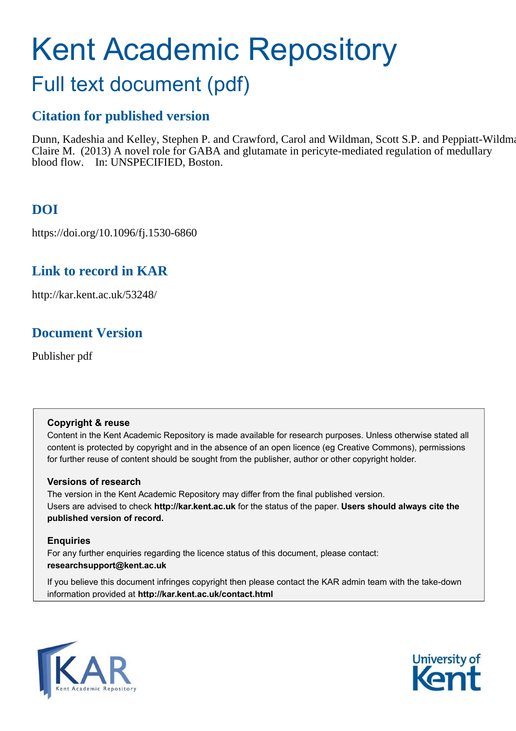# Kent Academic Repository

## Full text document (pdf)

### Citation for published version

Dunn, Kadeshia and Kelley, Stephen P. and Crawford, Carol and Wildman, Scott S.P. and Peppiatt-Wildman, Claire M. (2013) A novel role for GABA and glutamate in pericyte-mediated regulation of medullary blood flow. In: UNSPECIFIED, Boston.

### DOI

https://doi.org/10.1096/fj.1530-6860

### Link to record in KAR

http://kar.kent.ac.uk/53248/

### Document Version

Publisher pdf

**Copyright & reuse**

Content in the Kent Academic Repository is made available for research purposes. Unless otherwise stated all content is protected by copyright and in the absence of an open licence (eg Creative Commons), permissions for further reuse of content should be sought from the publisher, author or other copyright holder.

**Versions of research**

The version in the Kent Academic Repository may differ from the final published version. Users are advised to check **http://kar.kent.ac.uk** for the status of the paper. **Users should always cite the published version of record.**

**Enquiries**

For any further enquiries regarding the licence status of this document, please contact: **researchsupport@kent.ac.uk**

If you believe this document infringes copyright then please contact the KAR admin team with the take-down information provided at **http://kar.kent.ac.uk/contact.html**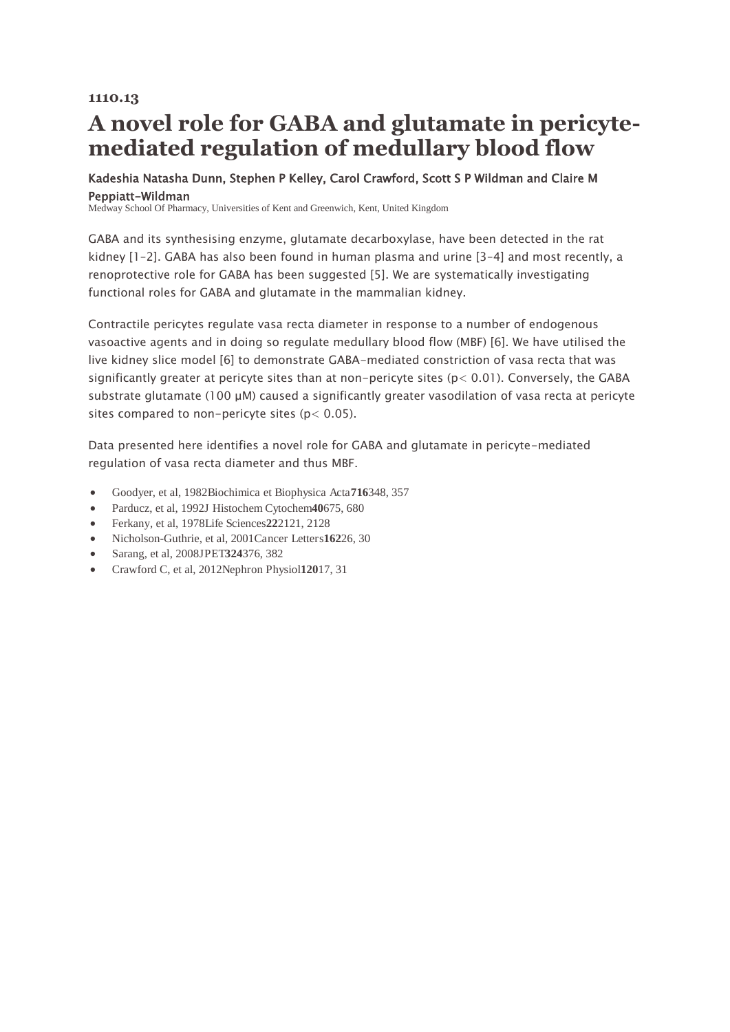**1110.13**

# A novel role for GABA and glutamate in pericyte-mediated regulation of medullary blood flow

**Kadeshia Natasha Dunn, Stephen P Kelley, Carol Crawford, Scott S P Wildman and Claire M Peppiatt-Wildman**

Medway School Of Pharmacy, Universities of Kent and Greenwich, Kent, United Kingdom

GABA and its synthesising enzyme, glutamate decarboxylase, have been detected in the rat kidney [1-2]. GABA has also been found in human plasma and urine [3-4] and most recently, a renoprotective role for GABA has been suggested [5]. We are systematically investigating functional roles for GABA and glutamate in the mammalian kidney.

Contractile pericytes regulate vasa recta diameter in response to a number of endogenous vasoactive agents and in doing so regulate medullary blood flow (MBF) [6]. We have utilised the live kidney slice model [6] to demonstrate GABA-mediated constriction of vasa recta that was significantly greater at pericyte sites than at non-pericyte sites ($p < 0.01$). Conversely, the GABA substrate glutamate (100 μM) caused a significantly greater vasodilation of vasa recta at pericyte sites compared to non-pericyte sites ($p < 0.05$).

Data presented here identifies a novel role for GABA and glutamate in pericyte-mediated regulation of vasa recta diameter and thus MBF.

- Goodyer, et al, 1982Biochimica et Biophysica Acta**716**348, 357
- Parducz, et al, 1992J Histochem Cytochem**40**675, 680
- Ferkany, et al, 1978Life Sciences**22**2121, 2128
- Nicholson-Guthrie, et al, 2001Cancer Letters**162**26, 30
- Sarang, et al, 2008JPET**324**376, 382
- Crawford C, et al, 2012Nephron Physiol**120**17, 31